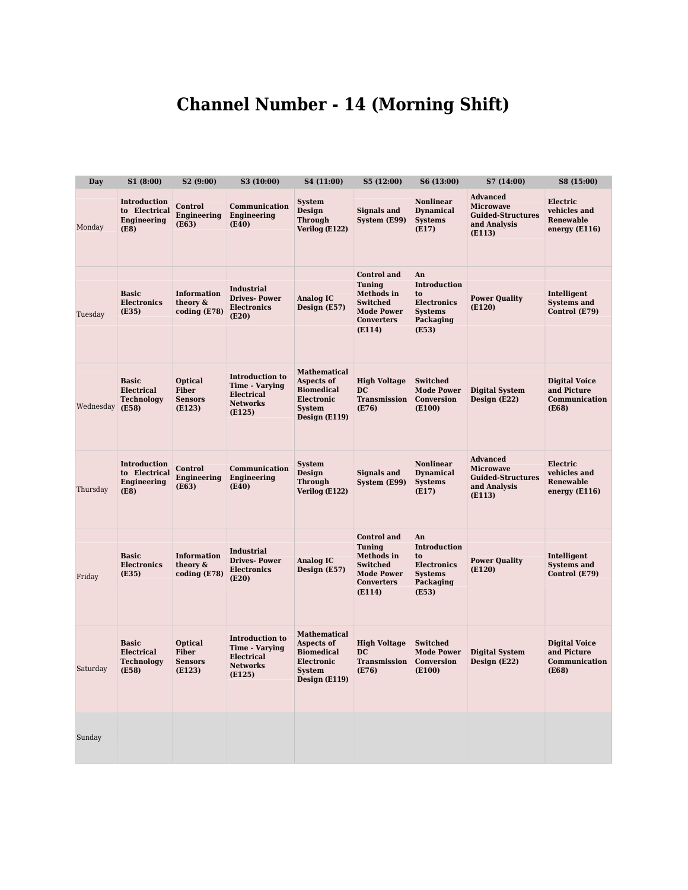# Channel Number - 14 (Morning Shift)

| Day | S1 (8:00) | S2 (9:00) | S3 (10:00) | S4 (11:00) | S5 (12:00) | S6 (13:00) | S7 (14:00) | S8 (15:00) |
|---|---|---|---|---|---|---|---|---|
| Monday | **Introduction to Electrical Engineering (E8)** | **Control Engineering (E63)** | **Communication Engineering (E40)** | **System Design Through Verilog (E122)** | **Signals and System (E99)** | **Nonlinear Dynamical Systems (E17)** | **Advanced Microwave Guided-Structures and Analysis (E113)** | **Electric vehicles and Renewable energy (E116)** |
| Tuesday | **Basic Electronics (E35)** | **Information theory & coding (E78)** | **Industrial Drives- Power Electronics (E20)** | **Analog IC Design (E57)** | **Control and Tuning Methods in Switched Mode Power Converters (E114)** | **An Introduction to Electronics Systems Packaging (E53)** | **Power Quality (E120)** | **Intelligent Systems and Control (E79)** |
| Wednesday | **Basic Electrical Technology (E58)** | **Optical Fiber Sensors (E123)** | **Introduction to Time - Varying Electrical Networks (E125)** | **Mathematical Aspects of Biomedical Electronic System Design (E119)** | **High Voltage DC Transmission (E76)** | **Switched Mode Power Conversion (E100)** | **Digital System Design (E22)** | **Digital Voice and Picture Communication (E68)** |
| Thursday | **Introduction to Electrical Engineering (E8)** | **Control Engineering (E63)** | **Communication Engineering (E40)** | **System Design Through Verilog (E122)** | **Signals and System (E99)** | **Nonlinear Dynamical Systems (E17)** | **Advanced Microwave Guided-Structures and Analysis (E113)** | **Electric vehicles and Renewable energy (E116)** |
| Friday | **Basic Electronics (E35)** | **Information theory & coding (E78)** | **Industrial Drives- Power Electronics (E20)** | **Analog IC Design (E57)** | **Control and Tuning Methods in Switched Mode Power Converters (E114)** | **An Introduction to Electronics Systems Packaging (E53)** | **Power Quality (E120)** | **Intelligent Systems and Control (E79)** |
| Saturday | **Basic Electrical Technology (E58)** | **Optical Fiber Sensors (E123)** | **Introduction to Time - Varying Electrical Networks (E125)** | **Mathematical Aspects of Biomedical Electronic System Design (E119)** | **High Voltage DC Transmission (E76)** | **Switched Mode Power Conversion (E100)** | **Digital System Design (E22)** | **Digital Voice and Picture Communication (E68)** |
| Sunday | | | | | | | | |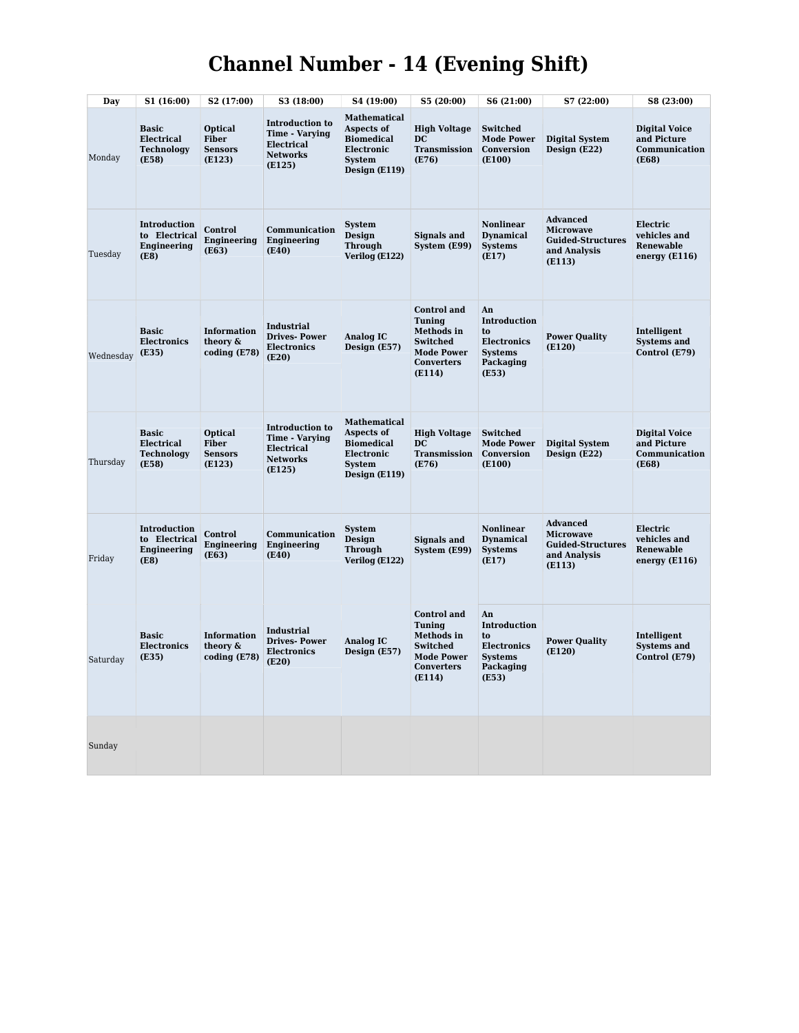# Channel Number - 14 (Evening Shift)

| Day | S1 (16:00) | S2 (17:00) | S3 (18:00) | S4 (19:00) | S5 (20:00) | S6 (21:00) | S7 (22:00) | S8 (23:00) |
|---|---|---|---|---|---|---|---|---|
| Monday | **Basic Electrical Technology (E58)** | **Optical Fiber Sensors (E123)** | **Introduction to Time - Varying Electrical Networks (E125)** | **Mathematical Aspects of Biomedical Electronic System Design (E119)** | **High Voltage DC Transmission (E76)** | **Switched Mode Power Conversion (E100)** | **Digital System Design (E22)** | **Digital Voice and Picture Communication (E68)** |
| Tuesday | **Introduction to Electrical Engineering (E8)** | **Control Engineering (E63)** | **Communication Engineering (E40)** | **System Design Through Verilog (E122)** | **Signals and System (E99)** | **Nonlinear Dynamical Systems (E17)** | **Advanced Microwave Guided-Structures and Analysis (E113)** | **Electric vehicles and Renewable energy (E116)** |
| Wednesday | **Basic Electronics (E35)** | **Information theory & coding (E78)** | **Industrial Drives- Power Electronics (E20)** | **Analog IC Design (E57)** | **Control and Tuning Methods in Switched Mode Power Converters (E114)** | **An Introduction to Electronics Systems Packaging (E53)** | **Power Quality (E120)** | **Intelligent Systems and Control (E79)** |
| Thursday | **Basic Electrical Technology (E58)** | **Optical Fiber Sensors (E123)** | **Introduction to Time - Varying Electrical Networks (E125)** | **Mathematical Aspects of Biomedical Electronic System Design (E119)** | **High Voltage DC Transmission (E76)** | **Switched Mode Power Conversion (E100)** | **Digital System Design (E22)** | **Digital Voice and Picture Communication (E68)** |
| Friday | **Introduction to Electrical Engineering (E8)** | **Control Engineering (E63)** | **Communication Engineering (E40)** | **System Design Through Verilog (E122)** | **Signals and System (E99)** | **Nonlinear Dynamical Systems (E17)** | **Advanced Microwave Guided-Structures and Analysis (E113)** | **Electric vehicles and Renewable energy (E116)** |
| Saturday | **Basic Electronics (E35)** | **Information theory & coding (E78)** | **Industrial Drives- Power Electronics (E20)** | **Analog IC Design (E57)** | **Control and Tuning Methods in Switched Mode Power Converters (E114)** | **An Introduction to Electronics Systems Packaging (E53)** | **Power Quality (E120)** | **Intelligent Systems and Control (E79)** |
| Sunday | | | | | | | | |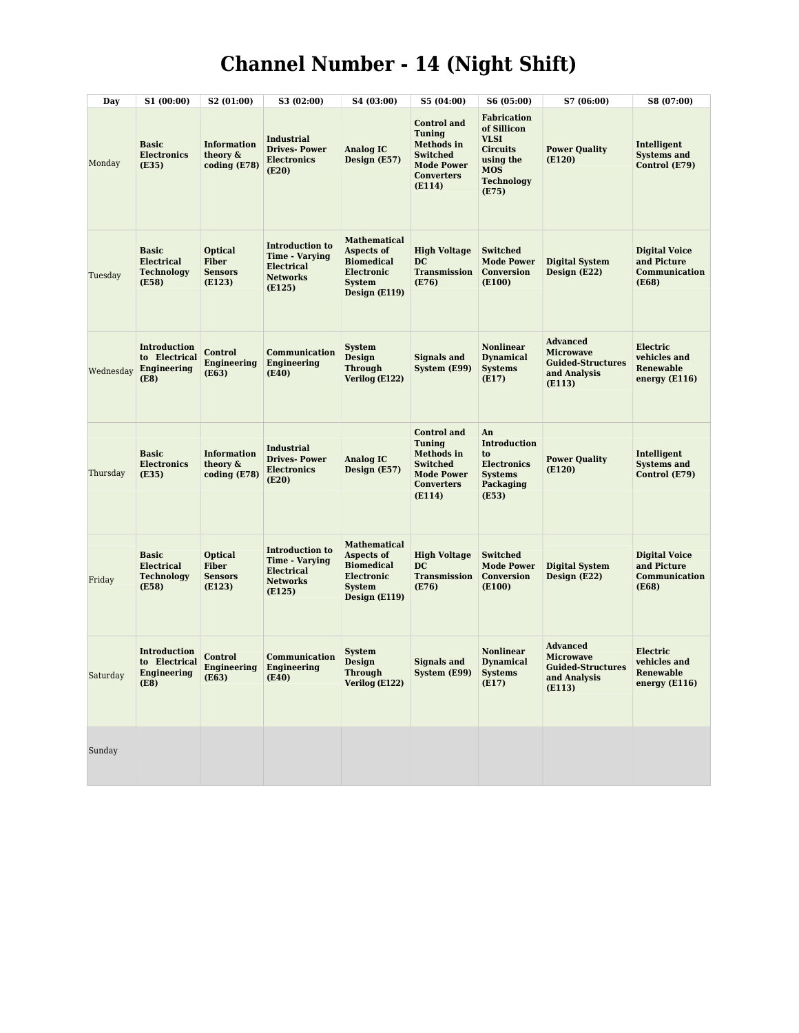# Channel Number - 14 (Night Shift)

| Day | S1 (00:00) | S2 (01:00) | S3 (02:00) | S4 (03:00) | S5 (04:00) | S6 (05:00) | S7 (06:00) | S8 (07:00) |
|---|---|---|---|---|---|---|---|---|
| Monday | **Basic Electronics (E35)** | **Information theory & coding (E78)** | **Industrial Drives- Power Electronics (E20)** | **Analog IC Design (E57)** | **Control and Tuning Methods in Switched Mode Power Converters (E114)** | **Fabrication of Sillicon VLSI Circuits using the MOS Technology (E75)** | **Power Quality (E120)** | **Intelligent Systems and Control (E79)** |
| Tuesday | **Basic Electrical Technology (E58)** | **Optical Fiber Sensors (E123)** | **Introduction to Time - Varying Electrical Networks (E125)** | **Mathematical Aspects of Biomedical Electronic System Design (E119)** | **High Voltage DC Transmission (E76)** | **Switched Mode Power Conversion (E100)** | **Digital System Design (E22)** | **Digital Voice and Picture Communication (E68)** |
| Wednesday | **Introduction to Electrical Engineering (E8)** | **Control Engineering (E63)** | **Communication Engineering (E40)** | **System Design Through Verilog (E122)** | **Signals and System (E99)** | **Nonlinear Dynamical Systems (E17)** | **Advanced Microwave Guided-Structures and Analysis (E113)** | **Electric vehicles and Renewable energy (E116)** |
| Thursday | **Basic Electronics (E35)** | **Information theory & coding (E78)** | **Industrial Drives- Power Electronics (E20)** | **Analog IC Design (E57)** | **Control and Tuning Methods in Switched Mode Power Converters (E114)** | **An Introduction to Electronics Systems Packaging (E53)** | **Power Quality (E120)** | **Intelligent Systems and Control (E79)** |
| Friday | **Basic Electrical Technology (E58)** | **Optical Fiber Sensors (E123)** | **Introduction to Time - Varying Electrical Networks (E125)** | **Mathematical Aspects of Biomedical Electronic System Design (E119)** | **High Voltage DC Transmission (E76)** | **Switched Mode Power Conversion (E100)** | **Digital System Design (E22)** | **Digital Voice and Picture Communication (E68)** |
| Saturday | **Introduction to Electrical Engineering (E8)** | **Control Engineering (E63)** | **Communication Engineering (E40)** | **System Design Through Verilog (E122)** | **Signals and System (E99)** | **Nonlinear Dynamical Systems (E17)** | **Advanced Microwave Guided-Structures and Analysis (E113)** | **Electric vehicles and Renewable energy (E116)** |
| Sunday | | | | | | | | |